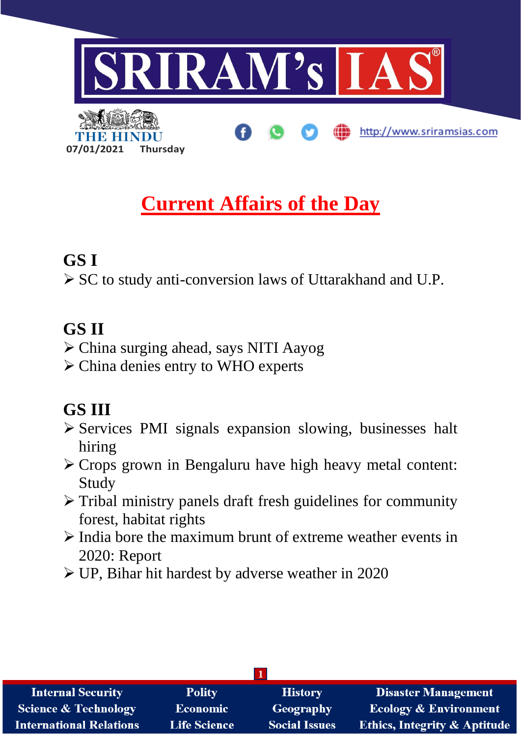THE HINDU

07/01/2021 Thursday

# Current Affairs of the Day

## GS I

- SC to study anti-conversion laws of Uttarakhand and U.P.

## GS II

- China surging ahead, says NITI Aayog
- China denies entry to WHO experts

## GS III

- Services PMI signals expansion slowing, businesses halt hiring
- Crops grown in Bengaluru have high heavy metal content: Study
- Tribal ministry panels draft fresh guidelines for community forest, habitat rights
- India bore the maximum brunt of extreme weather events in 2020: Report
- UP, Bihar hit hardest by adverse weather in 2020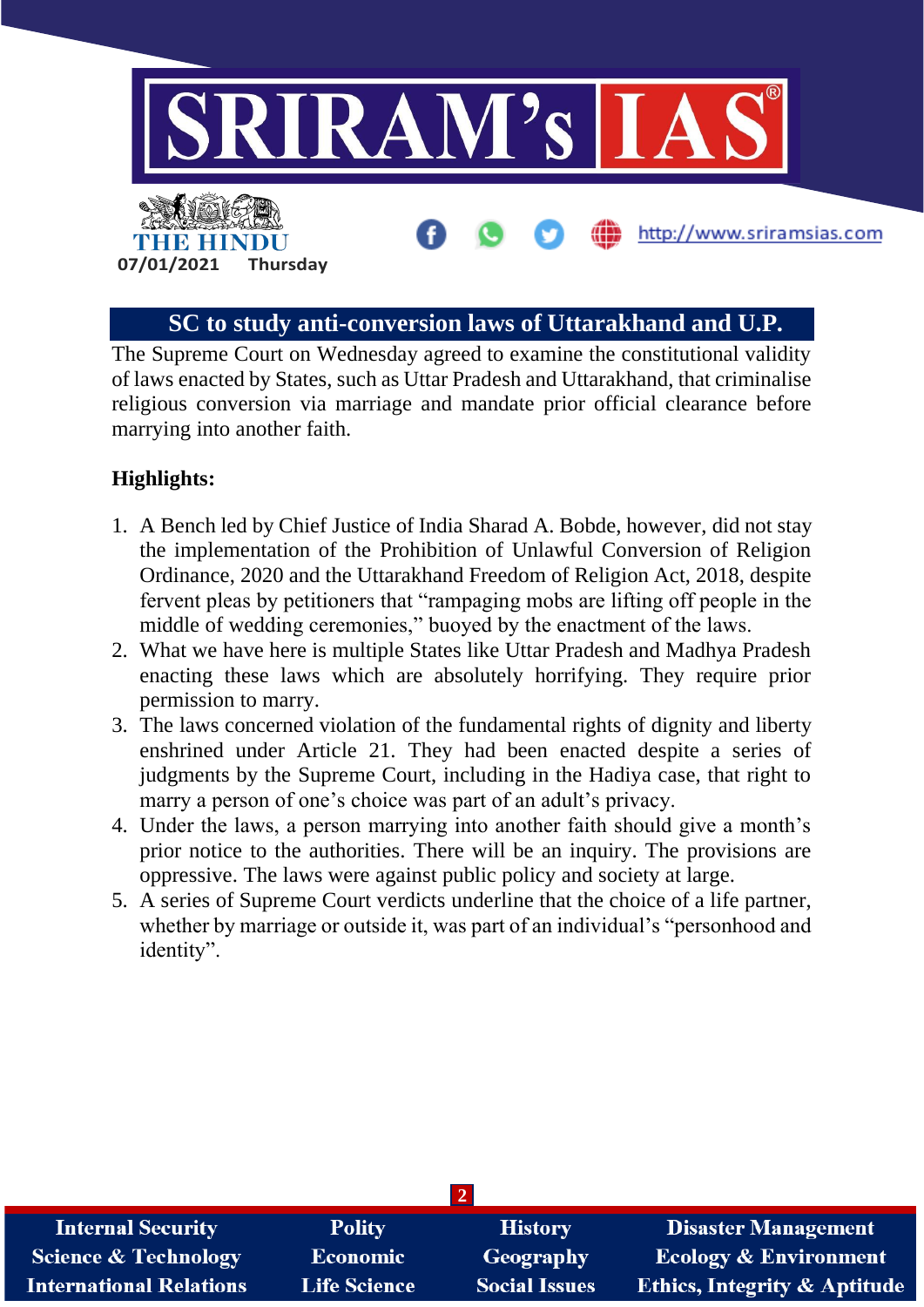## SC to study anti-conversion laws of Uttarakhand and U.P.

The Supreme Court on Wednesday agreed to examine the constitutional validity of laws enacted by States, such as Uttar Pradesh and Uttarakhand, that criminalise religious conversion via marriage and mandate prior official clearance before marrying into another faith.

**Highlights:**

1. A Bench led by Chief Justice of India Sharad A. Bobde, however, did not stay the implementation of the Prohibition of Unlawful Conversion of Religion Ordinance, 2020 and the Uttarakhand Freedom of Religion Act, 2018, despite fervent pleas by petitioners that "rampaging mobs are lifting off people in the middle of wedding ceremonies," buoyed by the enactment of the laws.
2. What we have here is multiple States like Uttar Pradesh and Madhya Pradesh enacting these laws which are absolutely horrifying. They require prior permission to marry.
3. The laws concerned violation of the fundamental rights of dignity and liberty enshrined under Article 21. They had been enacted despite a series of judgments by the Supreme Court, including in the Hadiya case, that right to marry a person of one's choice was part of an adult's privacy.
4. Under the laws, a person marrying into another faith should give a month's prior notice to the authorities. There will be an inquiry. The provisions are oppressive. The laws were against public policy and society at large.
5. A series of Supreme Court verdicts underline that the choice of a life partner, whether by marriage or outside it, was part of an individual's "personhood and identity".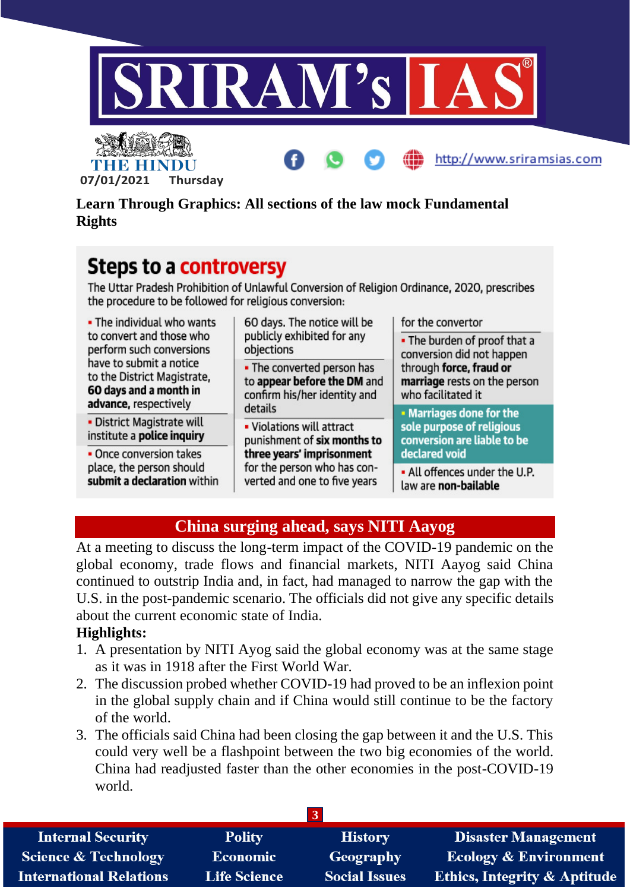Learn Through Graphics: All sections of the law mock Fundamental Rights

## Steps to a controversy

The Uttar Pradesh Prohibition of Unlawful Conversion of Religion Ordinance, 2020, prescribes the procedure to be followed for religious conversion:

- The individual who wants to convert and those who perform such conversions have to submit a notice to the District Magistrate, **60 days and a month in advance,** respectively
- District Magistrate will institute a **police inquiry**
- Once conversion takes place, the person should **submit a declaration** within 60 days. The notice will be publicly exhibited for any objections
- The converted person has to **appear before the DM** and confirm his/her identity and details
- Violations will attract punishment of **six months to three years' imprisonment** for the person who has converted and one to five years for the convertor
- The burden of proof that a conversion did not happen through **force, fraud or marriage** rests on the person who facilitated it
- **Marriages done for the sole purpose of religious conversion are liable to be declared void**
- All offences under the U.P. law are **non-bailable**

## China surging ahead, says NITI Aayog

At a meeting to discuss the long-term impact of the COVID-19 pandemic on the global economy, trade flows and financial markets, NITI Aayog said China continued to outstrip India and, in fact, had managed to narrow the gap with the U.S. in the post-pandemic scenario. The officials did not give any specific details about the current economic state of India.

**Highlights:**

1. A presentation by NITI Ayog said the global economy was at the same stage as it was in 1918 after the First World War.
2. The discussion probed whether COVID-19 had proved to be an inflexion point in the global supply chain and if China would still continue to be the factory of the world.
3. The officials said China had been closing the gap between it and the U.S. This could very well be a flashpoint between the two big economies of the world. China had readjusted faster than the other economies in the post-COVID-19 world.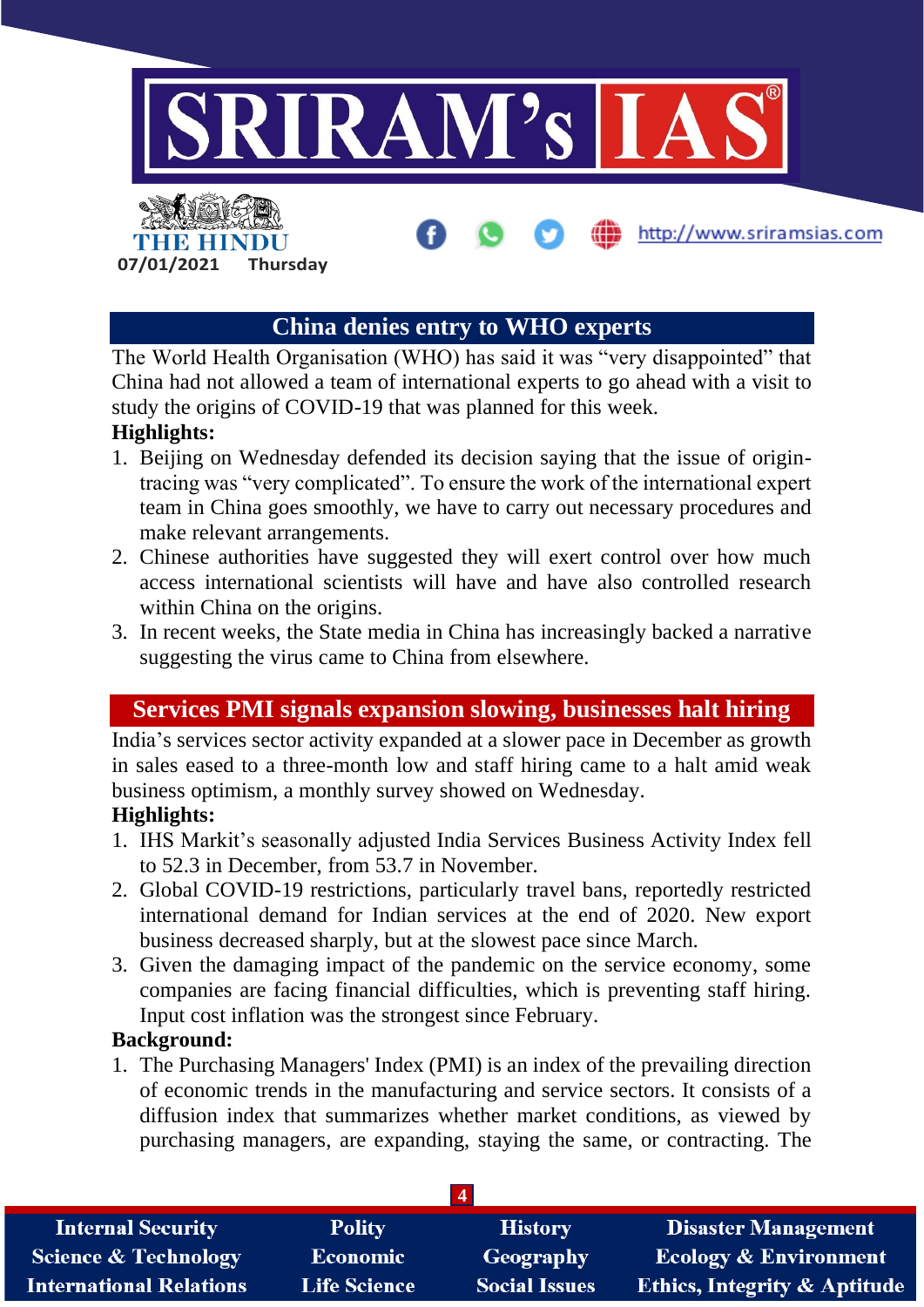## China denies entry to WHO experts

The World Health Organisation (WHO) has said it was "very disappointed" that China had not allowed a team of international experts to go ahead with a visit to study the origins of COVID-19 that was planned for this week.

**Highlights:**

1. Beijing on Wednesday defended its decision saying that the issue of origin-tracing was "very complicated". To ensure the work of the international expert team in China goes smoothly, we have to carry out necessary procedures and make relevant arrangements.
2. Chinese authorities have suggested they will exert control over how much access international scientists will have and have also controlled research within China on the origins.
3. In recent weeks, the State media in China has increasingly backed a narrative suggesting the virus came to China from elsewhere.

## Services PMI signals expansion slowing, businesses halt hiring

India's services sector activity expanded at a slower pace in December as growth in sales eased to a three-month low and staff hiring came to a halt amid weak business optimism, a monthly survey showed on Wednesday.

**Highlights:**

1. IHS Markit's seasonally adjusted India Services Business Activity Index fell to 52.3 in December, from 53.7 in November.
2. Global COVID-19 restrictions, particularly travel bans, reportedly restricted international demand for Indian services at the end of 2020. New export business decreased sharply, but at the slowest pace since March.
3. Given the damaging impact of the pandemic on the service economy, some companies are facing financial difficulties, which is preventing staff hiring. Input cost inflation was the strongest since February.

**Background:**

1. The Purchasing Managers' Index (PMI) is an index of the prevailing direction of economic trends in the manufacturing and service sectors. It consists of a diffusion index that summarizes whether market conditions, as viewed by purchasing managers, are expanding, staying the same, or contracting. The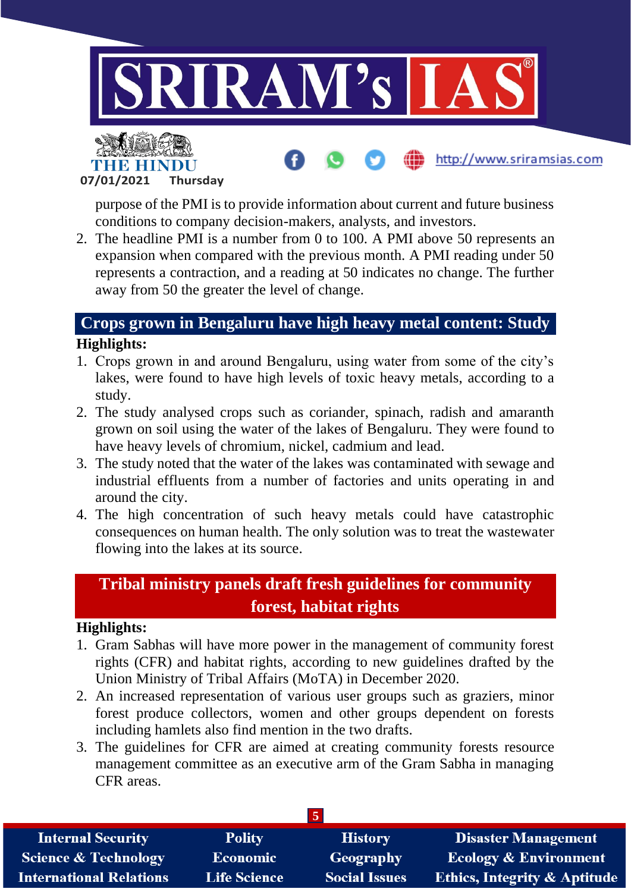purpose of the PMI is to provide information about current and future business conditions to company decision-makers, analysts, and investors.

2. The headline PMI is a number from 0 to 100. A PMI above 50 represents an expansion when compared with the previous month. A PMI reading under 50 represents a contraction, and a reading at 50 indicates no change. The further away from 50 the greater the level of change.

## Crops grown in Bengaluru have high heavy metal content: Study

**Highlights:**

1. Crops grown in and around Bengaluru, using water from some of the city's lakes, were found to have high levels of toxic heavy metals, according to a study.
2. The study analysed crops such as coriander, spinach, radish and amaranth grown on soil using the water of the lakes of Bengaluru. They were found to have heavy levels of chromium, nickel, cadmium and lead.
3. The study noted that the water of the lakes was contaminated with sewage and industrial effluents from a number of factories and units operating in and around the city.
4. The high concentration of such heavy metals could have catastrophic consequences on human health. The only solution was to treat the wastewater flowing into the lakes at its source.

## Tribal ministry panels draft fresh guidelines for community forest, habitat rights

**Highlights:**

1. Gram Sabhas will have more power in the management of community forest rights (CFR) and habitat rights, according to new guidelines drafted by the Union Ministry of Tribal Affairs (MoTA) in December 2020.
2. An increased representation of various user groups such as graziers, minor forest produce collectors, women and other groups dependent on forests including hamlets also find mention in the two drafts.
3. The guidelines for CFR are aimed at creating community forests resource management committee as an executive arm of the Gram Sabha in managing CFR areas.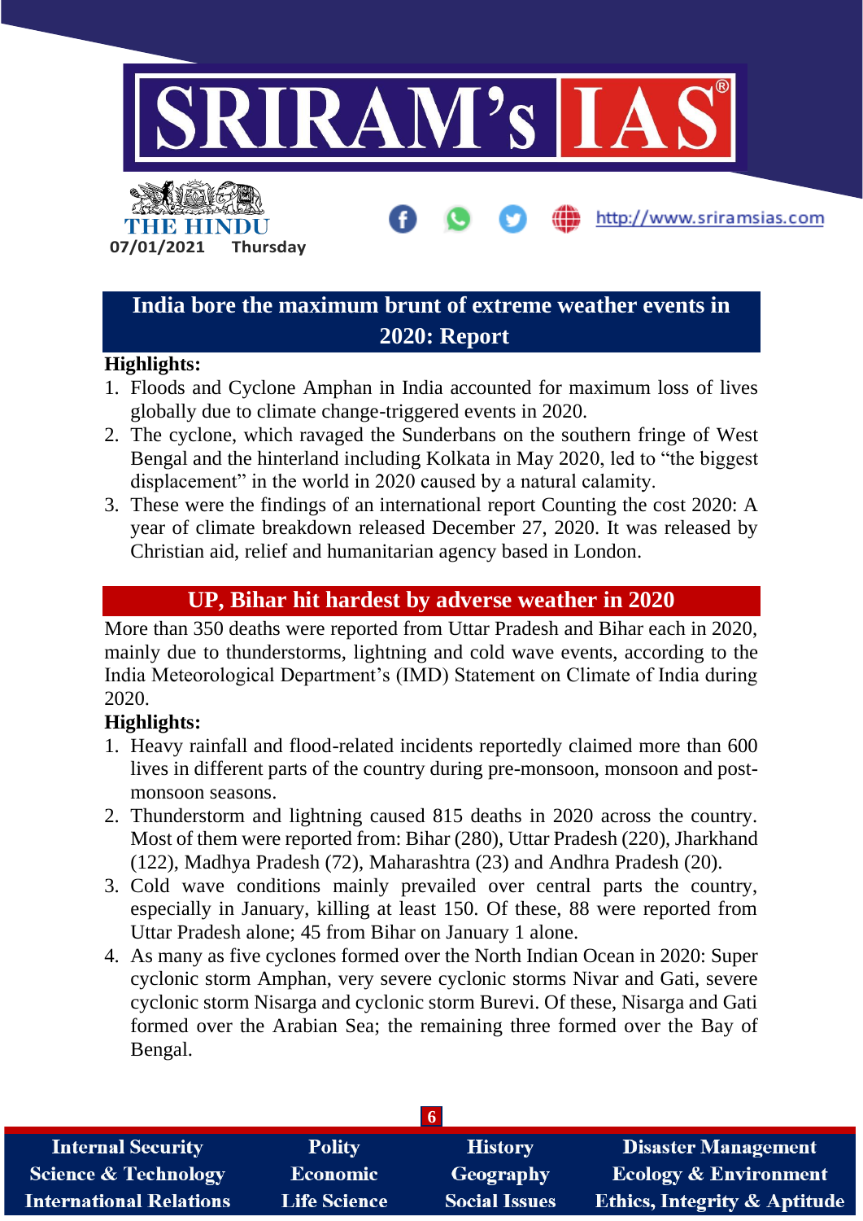## India bore the maximum brunt of extreme weather events in 2020: Report

**Highlights:**

1. Floods and Cyclone Amphan in India accounted for maximum loss of lives globally due to climate change-triggered events in 2020.
2. The cyclone, which ravaged the Sunderbans on the southern fringe of West Bengal and the hinterland including Kolkata in May 2020, led to "the biggest displacement" in the world in 2020 caused by a natural calamity.
3. These were the findings of an international report Counting the cost 2020: A year of climate breakdown released December 27, 2020. It was released by Christian aid, relief and humanitarian agency based in London.

## UP, Bihar hit hardest by adverse weather in 2020

More than 350 deaths were reported from Uttar Pradesh and Bihar each in 2020, mainly due to thunderstorms, lightning and cold wave events, according to the India Meteorological Department's (IMD) Statement on Climate of India during 2020.

**Highlights:**

1. Heavy rainfall and flood-related incidents reportedly claimed more than 600 lives in different parts of the country during pre-monsoon, monsoon and post-monsoon seasons.
2. Thunderstorm and lightning caused 815 deaths in 2020 across the country. Most of them were reported from: Bihar (280), Uttar Pradesh (220), Jharkhand (122), Madhya Pradesh (72), Maharashtra (23) and Andhra Pradesh (20).
3. Cold wave conditions mainly prevailed over central parts the country, especially in January, killing at least 150. Of these, 88 were reported from Uttar Pradesh alone; 45 from Bihar on January 1 alone.
4. As many as five cyclones formed over the North Indian Ocean in 2020: Super cyclonic storm Amphan, very severe cyclonic storms Nivar and Gati, severe cyclonic storm Nisarga and cyclonic storm Burevi. Of these, Nisarga and Gati formed over the Arabian Sea; the remaining three formed over the Bay of Bengal.